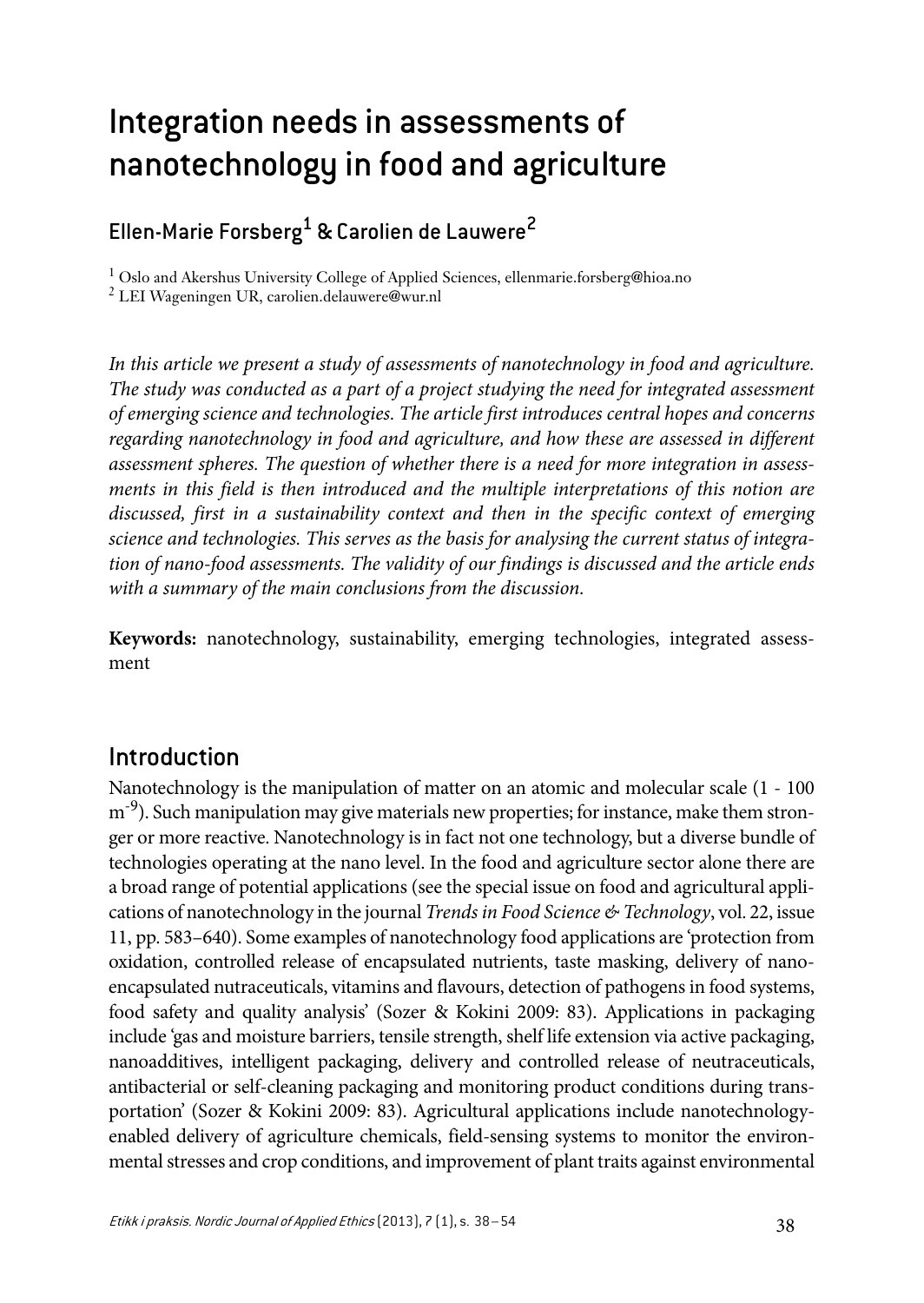# Integration needs in assessments of nanotechnology in food and agriculture

## Ellen-Marie Forsberg[1] & Carolien de Lauwere[2]

[1] Oslo and Akershus University College of Applied Sciences, ellenmarie.forsberg@hioa.no
[2] LEI Wageningen UR, carolien.delauwere@wur.nl

*In this article we present a study of assessments of nanotechnology in food and agriculture. The study was conducted as a part of a project studying the need for integrated assessment of emerging science and technologies. The article first introduces central hopes and concerns regarding nanotechnology in food and agriculture, and how these are assessed in different assessment spheres. The question of whether there is a need for more integration in assessments in this field is then introduced and the multiple interpretations of this notion are discussed, first in a sustainability context and then in the specific context of emerging science and technologies. This serves as the basis for analysing the current status of integration of nano-food assessments. The validity of our findings is discussed and the article ends with a summary of the main conclusions from the discussion.*

**Keywords:** nanotechnology, sustainability, emerging technologies, integrated assessment

## Introduction

Nanotechnology is the manipulation of matter on an atomic and molecular scale (1 - 100 $m^{-9}$). Such manipulation may give materials new properties; for instance, make them stronger or more reactive. Nanotechnology is in fact not one technology, but a diverse bundle of technologies operating at the nano level. In the food and agriculture sector alone there are a broad range of potential applications (see the special issue on food and agricultural applications of nanotechnology in the journal *Trends in Food Science & Technology*, vol. 22, issue 11, pp. 583–640). Some examples of nanotechnology food applications are 'protection from oxidation, controlled release of encapsulated nutrients, taste masking, delivery of nano-encapsulated nutraceuticals, vitamins and flavours, detection of pathogens in food systems, food safety and quality analysis' (Sozer & Kokini 2009: 83). Applications in packaging include 'gas and moisture barriers, tensile strength, shelf life extension via active packaging, nanoadditives, intelligent packaging, delivery and controlled release of neutraceuticals, antibacterial or self-cleaning packaging and monitoring product conditions during transportation' (Sozer & Kokini 2009: 83). Agricultural applications include nanotechnology-enabled delivery of agriculture chemicals, field-sensing systems to monitor the environmental stresses and crop conditions, and improvement of plant traits against environmental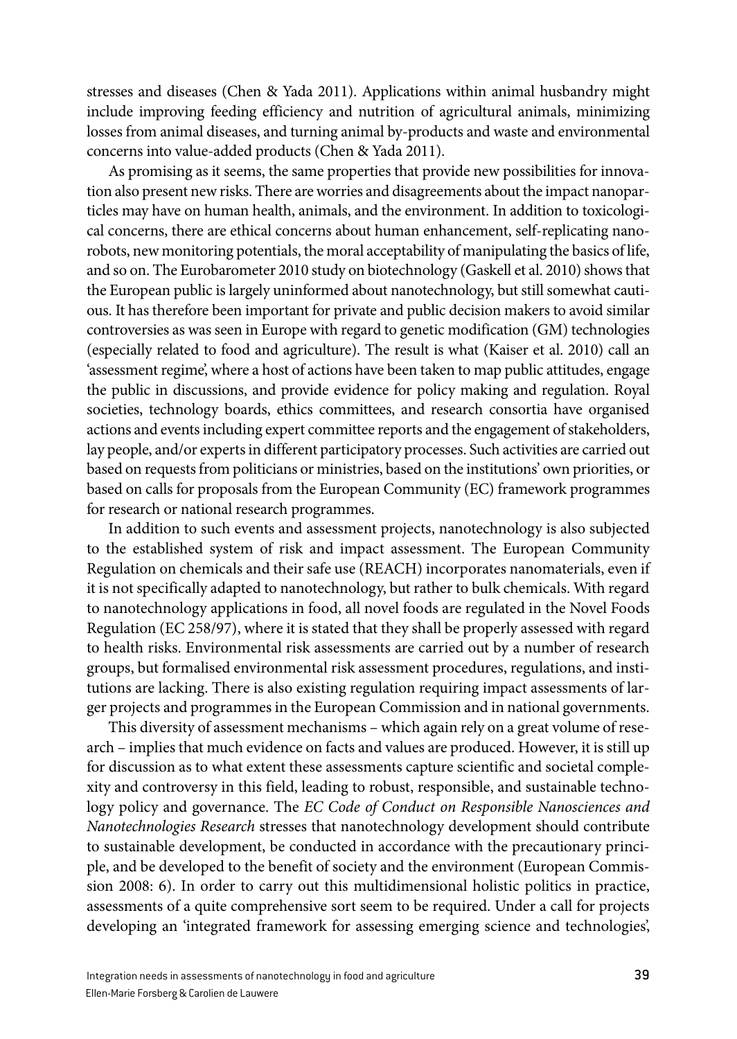stresses and diseases (Chen & Yada 2011). Applications within animal husbandry might include improving feeding efficiency and nutrition of agricultural animals, minimizing losses from animal diseases, and turning animal by-products and waste and environmental concerns into value-added products (Chen & Yada 2011).

As promising as it seems, the same properties that provide new possibilities for innovation also present new risks. There are worries and disagreements about the impact nanoparticles may have on human health, animals, and the environment. In addition to toxicological concerns, there are ethical concerns about human enhancement, self-replicating nanorobots, new monitoring potentials, the moral acceptability of manipulating the basics of life, and so on. The Eurobarometer 2010 study on biotechnology (Gaskell et al. 2010) shows that the European public is largely uninformed about nanotechnology, but still somewhat cautious. It has therefore been important for private and public decision makers to avoid similar controversies as was seen in Europe with regard to genetic modification (GM) technologies (especially related to food and agriculture). The result is what (Kaiser et al. 2010) call an 'assessment regime', where a host of actions have been taken to map public attitudes, engage the public in discussions, and provide evidence for policy making and regulation. Royal societies, technology boards, ethics committees, and research consortia have organised actions and events including expert committee reports and the engagement of stakeholders, lay people, and/or experts in different participatory processes. Such activities are carried out based on requests from politicians or ministries, based on the institutions' own priorities, or based on calls for proposals from the European Community (EC) framework programmes for research or national research programmes.

In addition to such events and assessment projects, nanotechnology is also subjected to the established system of risk and impact assessment. The European Community Regulation on chemicals and their safe use (REACH) incorporates nanomaterials, even if it is not specifically adapted to nanotechnology, but rather to bulk chemicals. With regard to nanotechnology applications in food, all novel foods are regulated in the Novel Foods Regulation (EC 258/97), where it is stated that they shall be properly assessed with regard to health risks. Environmental risk assessments are carried out by a number of research groups, but formalised environmental risk assessment procedures, regulations, and institutions are lacking. There is also existing regulation requiring impact assessments of larger projects and programmes in the European Commission and in national governments.

This diversity of assessment mechanisms – which again rely on a great volume of research – implies that much evidence on facts and values are produced. However, it is still up for discussion as to what extent these assessments capture scientific and societal complexity and controversy in this field, leading to robust, responsible, and sustainable technology policy and governance. The *EC Code of Conduct on Responsible Nanosciences and Nanotechnologies Research* stresses that nanotechnology development should contribute to sustainable development, be conducted in accordance with the precautionary principle, and be developed to the benefit of society and the environment (European Commission 2008: 6). In order to carry out this multidimensional holistic politics in practice, assessments of a quite comprehensive sort seem to be required. Under a call for projects developing an 'integrated framework for assessing emerging science and technologies',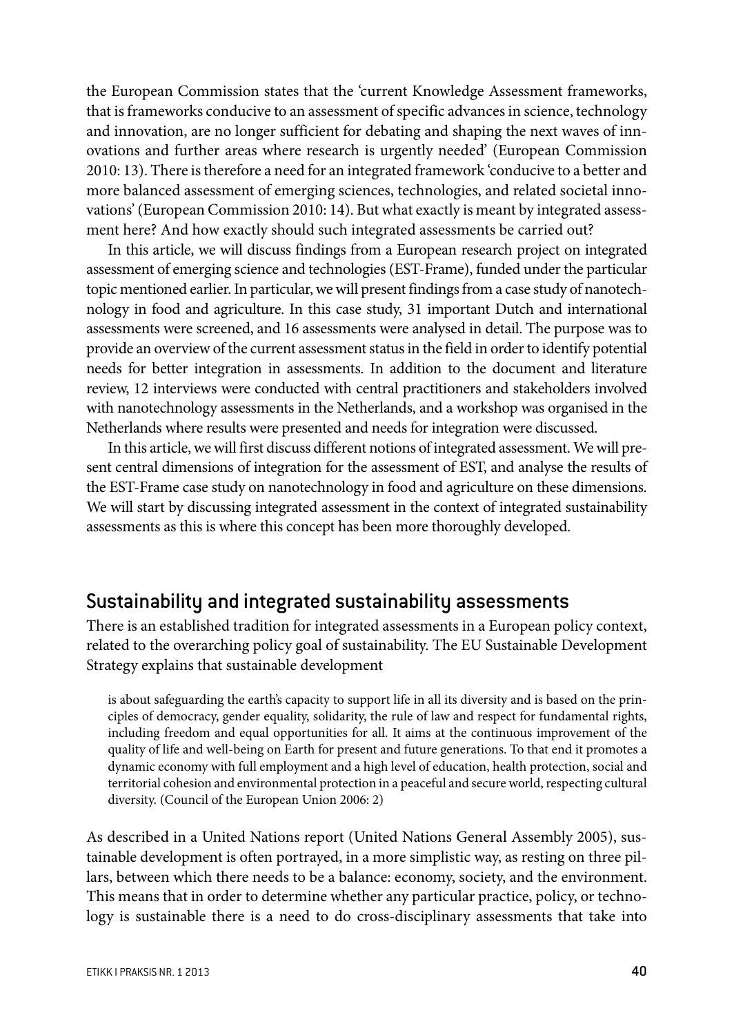the European Commission states that the 'current Knowledge Assessment frameworks, that is frameworks conducive to an assessment of specific advances in science, technology and innovation, are no longer sufficient for debating and shaping the next waves of innovations and further areas where research is urgently needed' (European Commission 2010: 13). There is therefore a need for an integrated framework 'conducive to a better and more balanced assessment of emerging sciences, technologies, and related societal innovations' (European Commission 2010: 14). But what exactly is meant by integrated assessment here? And how exactly should such integrated assessments be carried out?

In this article, we will discuss findings from a European research project on integrated assessment of emerging science and technologies (EST-Frame), funded under the particular topic mentioned earlier. In particular, we will present findings from a case study of nanotechnology in food and agriculture. In this case study, 31 important Dutch and international assessments were screened, and 16 assessments were analysed in detail. The purpose was to provide an overview of the current assessment status in the field in order to identify potential needs for better integration in assessments. In addition to the document and literature review, 12 interviews were conducted with central practitioners and stakeholders involved with nanotechnology assessments in the Netherlands, and a workshop was organised in the Netherlands where results were presented and needs for integration were discussed.

In this article, we will first discuss different notions of integrated assessment. We will present central dimensions of integration for the assessment of EST, and analyse the results of the EST-Frame case study on nanotechnology in food and agriculture on these dimensions. We will start by discussing integrated assessment in the context of integrated sustainability assessments as this is where this concept has been more thoroughly developed.

## Sustainability and integrated sustainability assessments

There is an established tradition for integrated assessments in a European policy context, related to the overarching policy goal of sustainability. The EU Sustainable Development Strategy explains that sustainable development

> is about safeguarding the earth's capacity to support life in all its diversity and is based on the principles of democracy, gender equality, solidarity, the rule of law and respect for fundamental rights, including freedom and equal opportunities for all. It aims at the continuous improvement of the quality of life and well-being on Earth for present and future generations. To that end it promotes a dynamic economy with full employment and a high level of education, health protection, social and territorial cohesion and environmental protection in a peaceful and secure world, respecting cultural diversity. (Council of the European Union 2006: 2)

As described in a United Nations report (United Nations General Assembly 2005), sustainable development is often portrayed, in a more simplistic way, as resting on three pillars, between which there needs to be a balance: economy, society, and the environment. This means that in order to determine whether any particular practice, policy, or technology is sustainable there is a need to do cross-disciplinary assessments that take into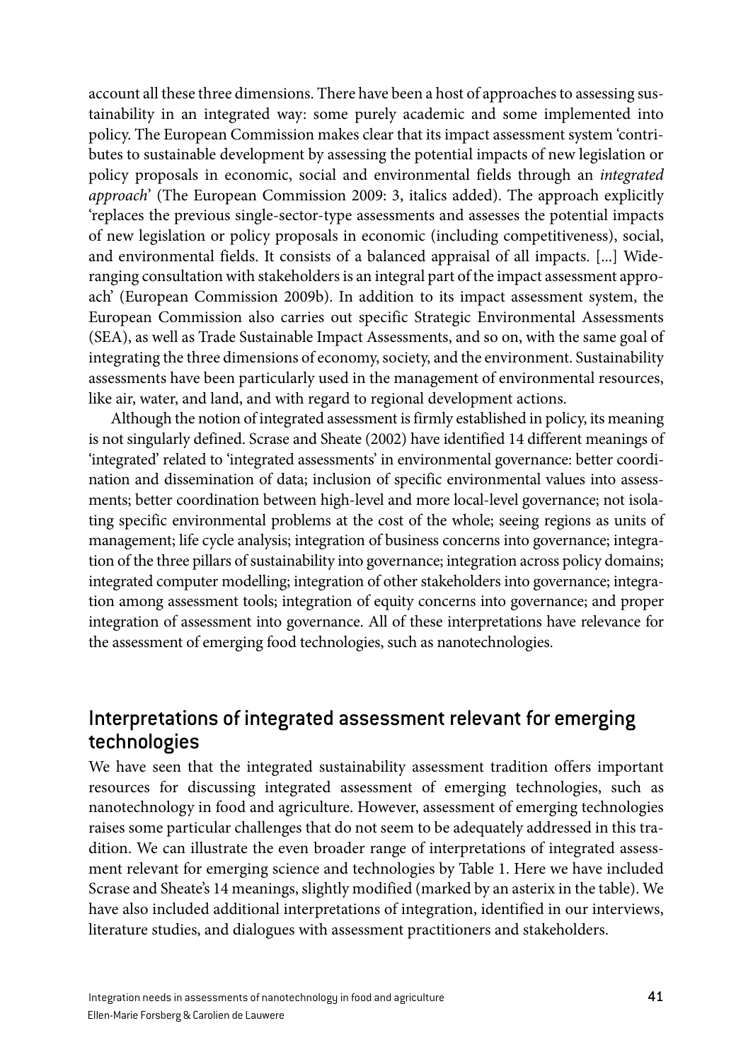account all these three dimensions. There have been a host of approaches to assessing sustainability in an integrated way: some purely academic and some implemented into policy. The European Commission makes clear that its impact assessment system 'contributes to sustainable development by assessing the potential impacts of new legislation or policy proposals in economic, social and environmental fields through an *integrated approach*' (The European Commission 2009: 3, italics added). The approach explicitly 'replaces the previous single-sector-type assessments and assesses the potential impacts of new legislation or policy proposals in economic (including competitiveness), social, and environmental fields. It consists of a balanced appraisal of all impacts. [...] Wide-ranging consultation with stakeholders is an integral part of the impact assessment approach' (European Commission 2009b). In addition to its impact assessment system, the European Commission also carries out specific Strategic Environmental Assessments (SEA), as well as Trade Sustainable Impact Assessments, and so on, with the same goal of integrating the three dimensions of economy, society, and the environment. Sustainability assessments have been particularly used in the management of environmental resources, like air, water, and land, and with regard to regional development actions.

Although the notion of integrated assessment is firmly established in policy, its meaning is not singularly defined. Scrase and Sheate (2002) have identified 14 different meanings of 'integrated' related to 'integrated assessments' in environmental governance: better coordination and dissemination of data; inclusion of specific environmental values into assessments; better coordination between high-level and more local-level governance; not isolating specific environmental problems at the cost of the whole; seeing regions as units of management; life cycle analysis; integration of business concerns into governance; integration of the three pillars of sustainability into governance; integration across policy domains; integrated computer modelling; integration of other stakeholders into governance; integration among assessment tools; integration of equity concerns into governance; and proper integration of assessment into governance. All of these interpretations have relevance for the assessment of emerging food technologies, such as nanotechnologies.

## Interpretations of integrated assessment relevant for emerging technologies

We have seen that the integrated sustainability assessment tradition offers important resources for discussing integrated assessment of emerging technologies, such as nanotechnology in food and agriculture. However, assessment of emerging technologies raises some particular challenges that do not seem to be adequately addressed in this tradition. We can illustrate the even broader range of interpretations of integrated assessment relevant for emerging science and technologies by Table 1. Here we have included Scrase and Sheate's 14 meanings, slightly modified (marked by an asterix in the table). We have also included additional interpretations of integration, identified in our interviews, literature studies, and dialogues with assessment practitioners and stakeholders.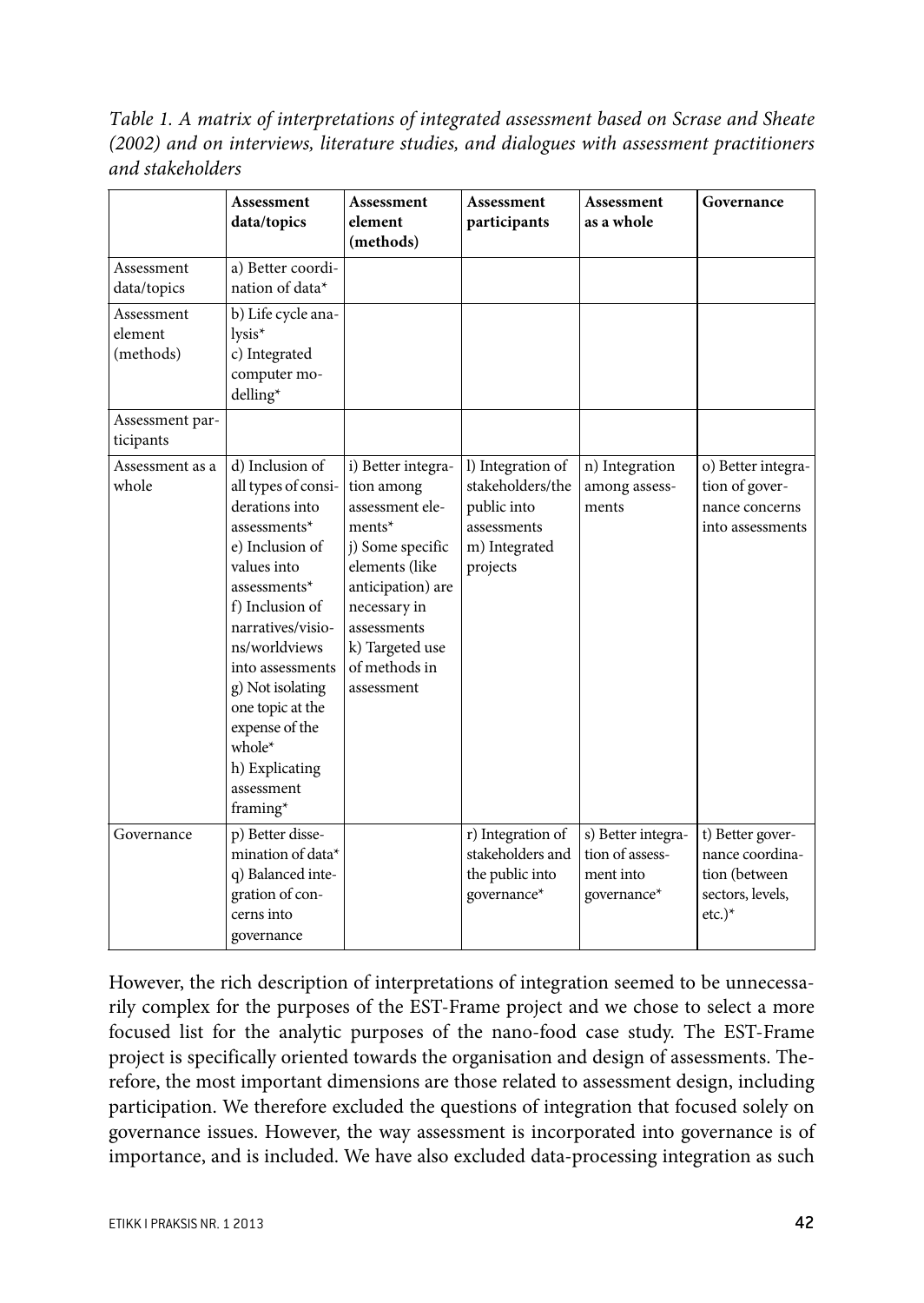*Table 1. A matrix of interpretations of integrated assessment based on Scrase and Sheate (2002) and on interviews, literature studies, and dialogues with assessment practitioners and stakeholders*

| | Assessment data/topics | Assessment element (methods) | Assessment participants | Assessment as a whole | Governance |
|---|---|---|---|---|---|
| Assessment data/topics | a) Better coordination of data* | | | | |
| Assessment element (methods) | b) Life cycle analysis*<br>c) Integrated computer modelling* | | | | |
| Assessment participants | | | | | |
| Assessment as a whole | d) Inclusion of all types of considerations into assessments*<br>e) Inclusion of values into assessments*<br>f) Inclusion of narratives/visions/worldviews into assessments<br>g) Not isolating one topic at the expense of the whole*<br>h) Explicating assessment framing* | i) Better integration among assessment elements*<br>j) Some specific elements (like anticipation) are necessary in assessments<br>k) Targeted use of methods in assessment | l) Integration of stakeholders/the public into assessments<br>m) Integrated projects | n) Integration among assessments | o) Better integration of governance concerns into assessments |
| Governance | p) Better dissemination of data*<br>q) Balanced integration of concerns into governance | | r) Integration of stakeholders and the public into governance* | s) Better integration of assessment into governance* | t) Better governance coordination (between sectors, levels, etc.)* |

However, the rich description of interpretations of integration seemed to be unnecessarily complex for the purposes of the EST-Frame project and we chose to select a more focused list for the analytic purposes of the nano-food case study. The EST-Frame project is specifically oriented towards the organisation and design of assessments. Therefore, the most important dimensions are those related to assessment design, including participation. We therefore excluded the questions of integration that focused solely on governance issues. However, the way assessment is incorporated into governance is of importance, and is included. We have also excluded data-processing integration as such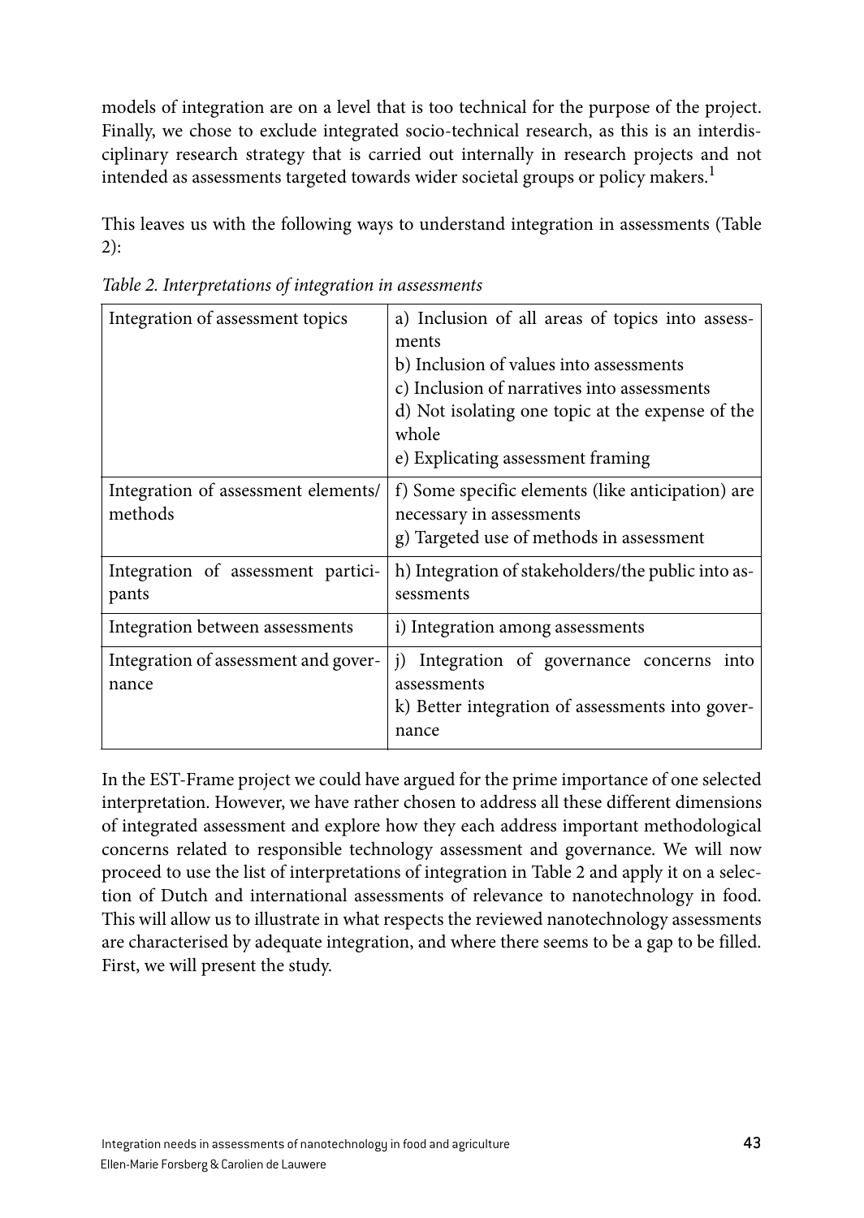models of integration are on a level that is too technical for the purpose of the project. Finally, we chose to exclude integrated socio-technical research, as this is an interdisciplinary research strategy that is carried out internally in research projects and not intended as assessments targeted towards wider societal groups or policy makers.[1]

This leaves us with the following ways to understand integration in assessments (Table 2):

*Table 2. Interpretations of integration in assessments*

| | |
|---|---|
| Integration of assessment topics | a) Inclusion of all areas of topics into assessments<br>b) Inclusion of values into assessments<br>c) Inclusion of narratives into assessments<br>d) Not isolating one topic at the expense of the whole<br>e) Explicating assessment framing |
| Integration of assessment elements/methods | f) Some specific elements (like anticipation) are necessary in assessments<br>g) Targeted use of methods in assessment |
| Integration of assessment participants | h) Integration of stakeholders/the public into assessments |
| Integration between assessments | i) Integration among assessments |
| Integration of assessment and governance | j) Integration of governance concerns into assessments<br>k) Better integration of assessments into governance |

In the EST-Frame project we could have argued for the prime importance of one selected interpretation. However, we have rather chosen to address all these different dimensions of integrated assessment and explore how they each address important methodological concerns related to responsible technology assessment and governance. We will now proceed to use the list of interpretations of integration in Table 2 and apply it on a selection of Dutch and international assessments of relevance to nanotechnology in food. This will allow us to illustrate in what respects the reviewed nanotechnology assessments are characterised by adequate integration, and where there seems to be a gap to be filled. First, we will present the study.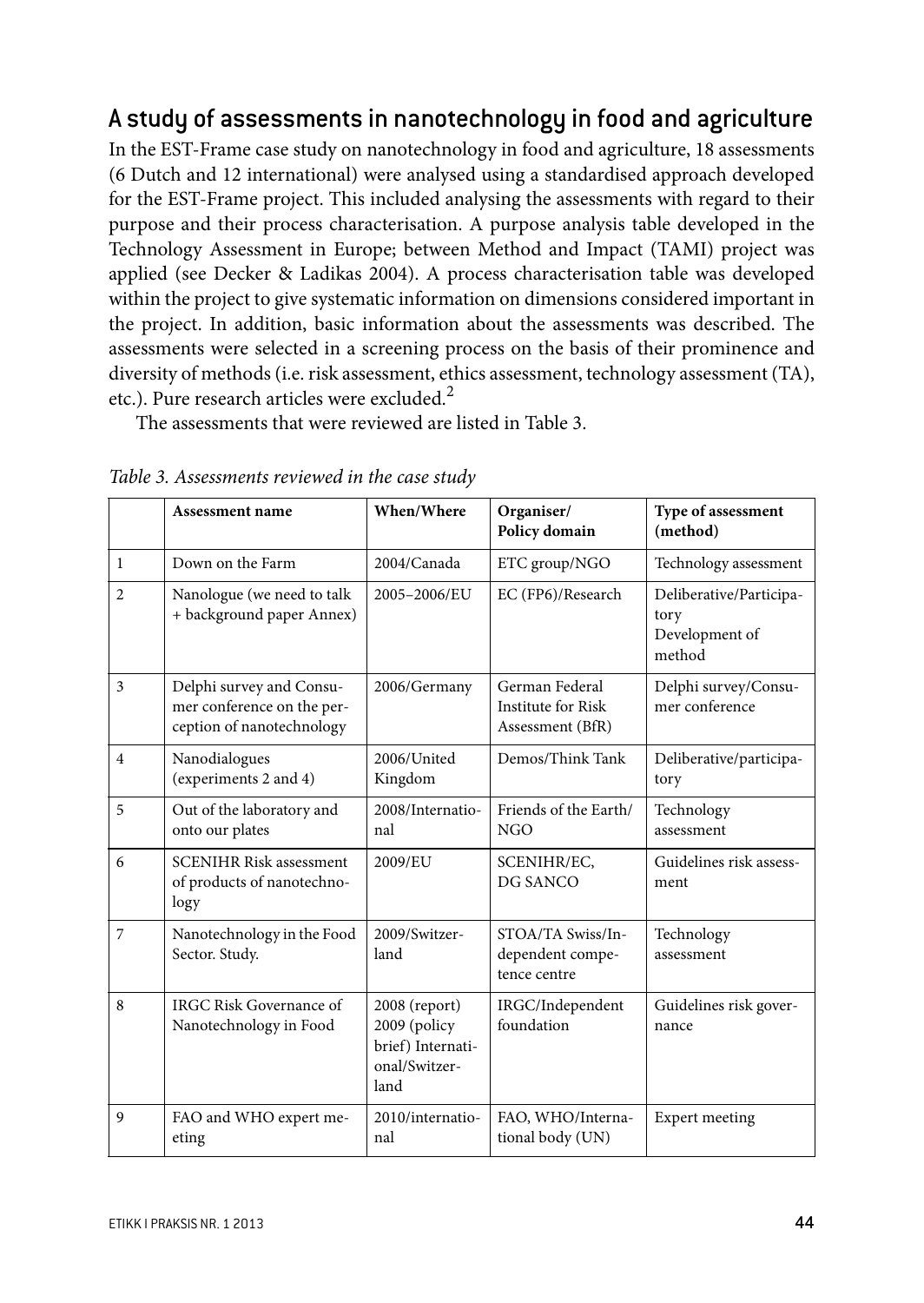## A study of assessments in nanotechnology in food and agriculture

In the EST-Frame case study on nanotechnology in food and agriculture, 18 assessments (6 Dutch and 12 international) were analysed using a standardised approach developed for the EST-Frame project. This included analysing the assessments with regard to their purpose and their process characterisation. A purpose analysis table developed in the Technology Assessment in Europe; between Method and Impact (TAMI) project was applied (see Decker & Ladikas 2004). A process characterisation table was developed within the project to give systematic information on dimensions considered important in the project. In addition, basic information about the assessments was described. The assessments were selected in a screening process on the basis of their prominence and diversity of methods (i.e. risk assessment, ethics assessment, technology assessment (TA), etc.). Pure research articles were excluded.[2]

The assessments that were reviewed are listed in Table 3.

*Table 3. Assessments reviewed in the case study*

| | Assessment name | When/Where | Organiser/ Policy domain | Type of assessment (method) |
|---|---|---|---|---|
| 1 | Down on the Farm | 2004/Canada | ETC group/NGO | Technology assessment |
| 2 | Nanologue (we need to talk + background paper Annex) | 2005–2006/EU | EC (FP6)/Research | Deliberative/Participatory Development of method |
| 3 | Delphi survey and Consumer conference on the perception of nanotechnology | 2006/Germany | German Federal Institute for Risk Assessment (BfR) | Delphi survey/Consumer conference |
| 4 | Nanodialogues (experiments 2 and 4) | 2006/United Kingdom | Demos/Think Tank | Deliberative/participatory |
| 5 | Out of the laboratory and onto our plates | 2008/International | Friends of the Earth/ NGO | Technology assessment |
| 6 | SCENIHR Risk assessment of products of nanotechnology | 2009/EU | SCENIHR/EC, DG SANCO | Guidelines risk assessment |
| 7 | Nanotechnology in the Food Sector. Study. | 2009/Switzerland | STOA/TA Swiss/Independent competence centre | Technology assessment |
| 8 | IRGC Risk Governance of Nanotechnology in Food | 2008 (report) 2009 (policy brief) International/Switzerland | IRGC/Independent foundation | Guidelines risk governance |
| 9 | FAO and WHO expert meeting | 2010/international | FAO, WHO/International body (UN) | Expert meeting |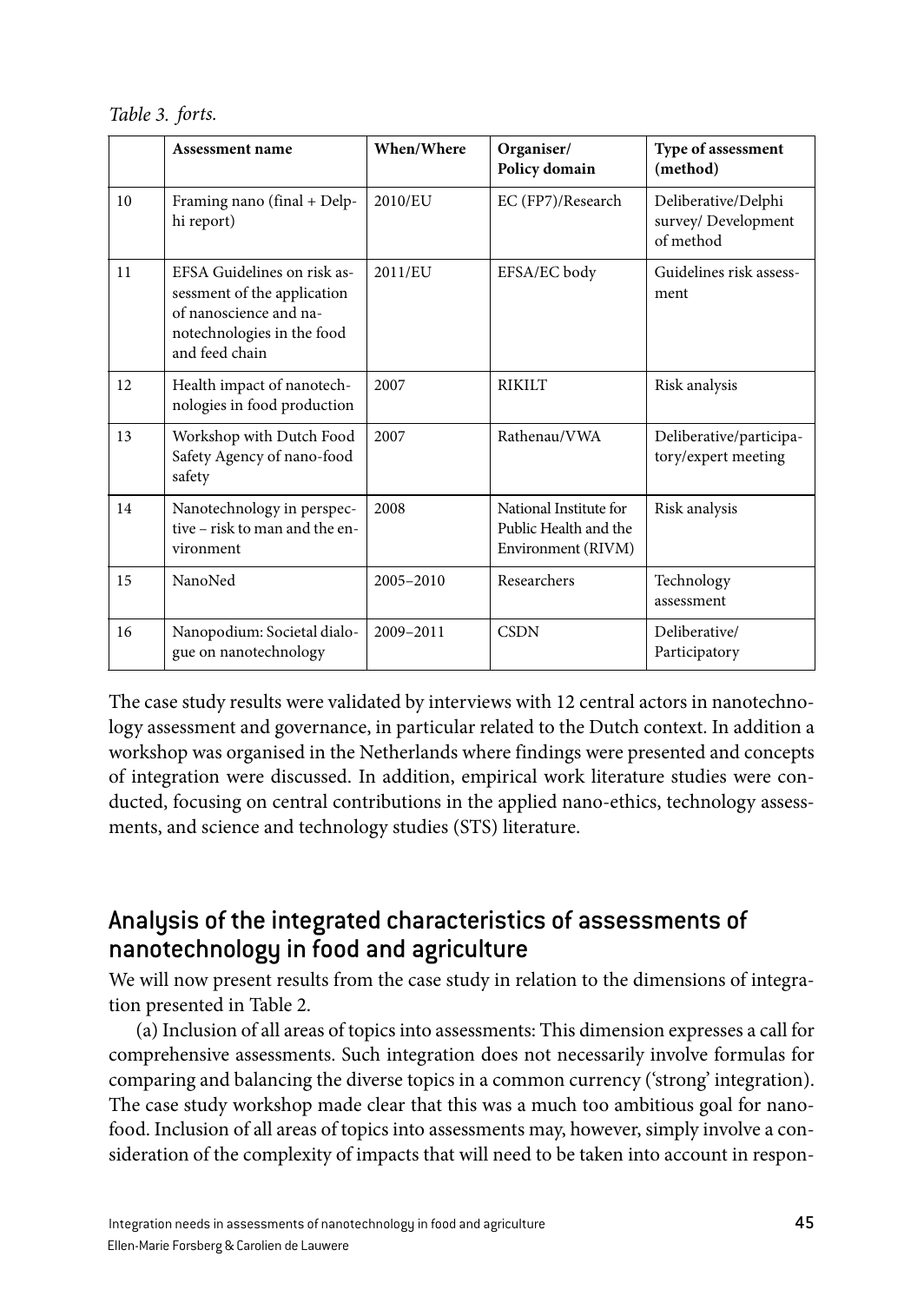*Table 3. forts.*

| | Assessment name | When/Where | Organiser/ Policy domain | Type of assessment (method) |
|---|---|---|---|---|
| 10 | Framing nano (final + Delphi report) | 2010/EU | EC (FP7)/Research | Deliberative/Delphi survey/ Development of method |
| 11 | EFSA Guidelines on risk assessment of the application of nanoscience and nanotechnologies in the food and feed chain | 2011/EU | EFSA/EC body | Guidelines risk assessment |
| 12 | Health impact of nanotechnologies in food production | 2007 | RIKILT | Risk analysis |
| 13 | Workshop with Dutch Food Safety Agency of nano-food safety | 2007 | Rathenau/VWA | Deliberative/participatory/expert meeting |
| 14 | Nanotechnology in perspective – risk to man and the environment | 2008 | National Institute for Public Health and the Environment (RIVM) | Risk analysis |
| 15 | NanoNed | 2005–2010 | Researchers | Technology assessment |
| 16 | Nanopodium: Societal dialogue on nanotechnology | 2009–2011 | CSDN | Deliberative/ Participatory |

The case study results were validated by interviews with 12 central actors in nanotechnology assessment and governance, in particular related to the Dutch context. In addition a workshop was organised in the Netherlands where findings were presented and concepts of integration were discussed. In addition, empirical work literature studies were conducted, focusing on central contributions in the applied nano-ethics, technology assessments, and science and technology studies (STS) literature.

## Analysis of the integrated characteristics of assessments of nanotechnology in food and agriculture

We will now present results from the case study in relation to the dimensions of integration presented in Table 2.

(a) Inclusion of all areas of topics into assessments: This dimension expresses a call for comprehensive assessments. Such integration does not necessarily involve formulas for comparing and balancing the diverse topics in a common currency ('strong' integration). The case study workshop made clear that this was a much too ambitious goal for nanofood. Inclusion of all areas of topics into assessments may, however, simply involve a consideration of the complexity of impacts that will need to be taken into account in respon-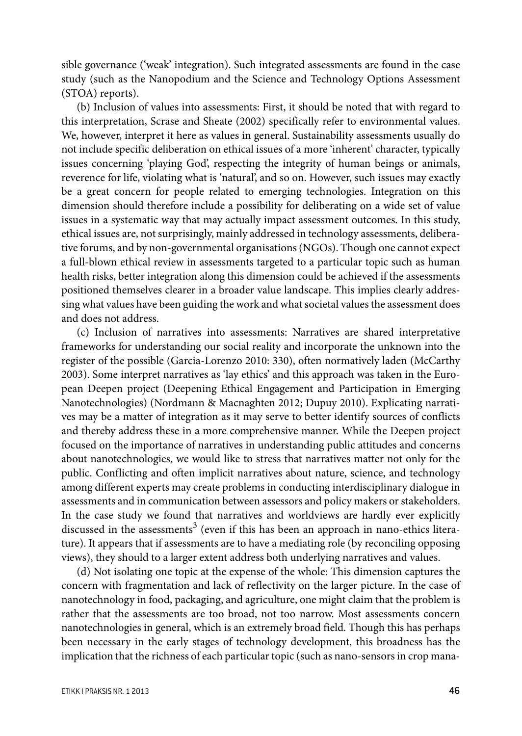sible governance ('weak' integration). Such integrated assessments are found in the case study (such as the Nanopodium and the Science and Technology Options Assessment (STOA) reports).

(b) Inclusion of values into assessments: First, it should be noted that with regard to this interpretation, Scrase and Sheate (2002) specifically refer to environmental values. We, however, interpret it here as values in general. Sustainability assessments usually do not include specific deliberation on ethical issues of a more 'inherent' character, typically issues concerning 'playing God', respecting the integrity of human beings or animals, reverence for life, violating what is 'natural', and so on. However, such issues may exactly be a great concern for people related to emerging technologies. Integration on this dimension should therefore include a possibility for deliberating on a wide set of value issues in a systematic way that may actually impact assessment outcomes. In this study, ethical issues are, not surprisingly, mainly addressed in technology assessments, deliberative forums, and by non-governmental organisations (NGOs). Though one cannot expect a full-blown ethical review in assessments targeted to a particular topic such as human health risks, better integration along this dimension could be achieved if the assessments positioned themselves clearer in a broader value landscape. This implies clearly addressing what values have been guiding the work and what societal values the assessment does and does not address.

(c) Inclusion of narratives into assessments: Narratives are shared interpretative frameworks for understanding our social reality and incorporate the unknown into the register of the possible (Garcia-Lorenzo 2010: 330), often normatively laden (McCarthy 2003). Some interpret narratives as 'lay ethics' and this approach was taken in the European Deepen project (Deepening Ethical Engagement and Participation in Emerging Nanotechnologies) (Nordmann & Macnaghten 2012; Dupuy 2010). Explicating narratives may be a matter of integration as it may serve to better identify sources of conflicts and thereby address these in a more comprehensive manner. While the Deepen project focused on the importance of narratives in understanding public attitudes and concerns about nanotechnologies, we would like to stress that narratives matter not only for the public. Conflicting and often implicit narratives about nature, science, and technology among different experts may create problems in conducting interdisciplinary dialogue in assessments and in communication between assessors and policy makers or stakeholders. In the case study we found that narratives and worldviews are hardly ever explicitly discussed in the assessments[3] (even if this has been an approach in nano-ethics literature). It appears that if assessments are to have a mediating role (by reconciling opposing views), they should to a larger extent address both underlying narratives and values.

(d) Not isolating one topic at the expense of the whole: This dimension captures the concern with fragmentation and lack of reflectivity on the larger picture. In the case of nanotechnology in food, packaging, and agriculture, one might claim that the problem is rather that the assessments are too broad, not too narrow. Most assessments concern nanotechnologies in general, which is an extremely broad field. Though this has perhaps been necessary in the early stages of technology development, this broadness has the implication that the richness of each particular topic (such as nano-sensors in crop mana-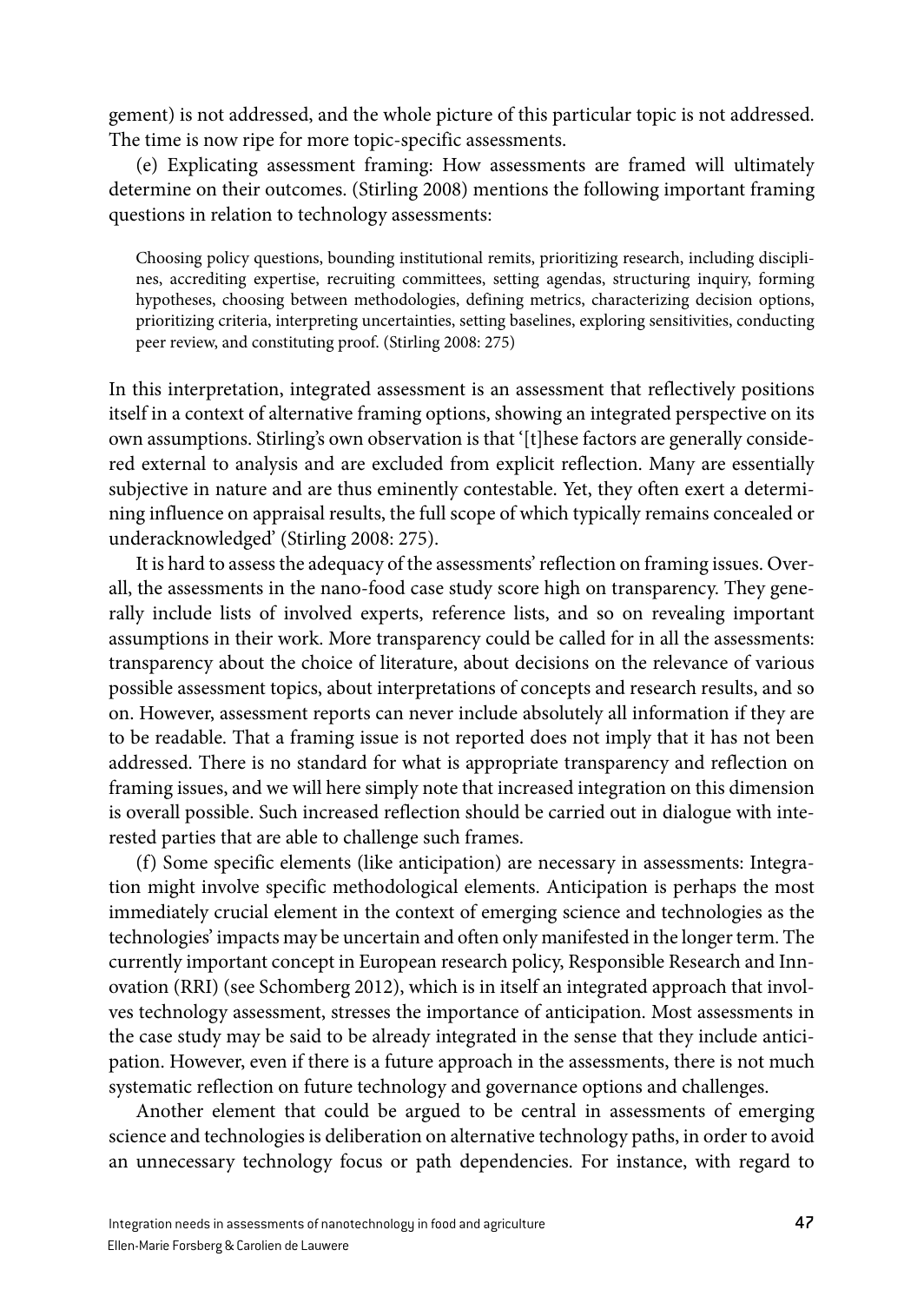gement) is not addressed, and the whole picture of this particular topic is not addressed. The time is now ripe for more topic-specific assessments.

(e) Explicating assessment framing: How assessments are framed will ultimately determine on their outcomes. (Stirling 2008) mentions the following important framing questions in relation to technology assessments:

> Choosing policy questions, bounding institutional remits, prioritizing research, including disciplines, accrediting expertise, recruiting committees, setting agendas, structuring inquiry, forming hypotheses, choosing between methodologies, defining metrics, characterizing decision options, prioritizing criteria, interpreting uncertainties, setting baselines, exploring sensitivities, conducting peer review, and constituting proof. (Stirling 2008: 275)

In this interpretation, integrated assessment is an assessment that reflectively positions itself in a context of alternative framing options, showing an integrated perspective on its own assumptions. Stirling's own observation is that '[t]hese factors are generally considered external to analysis and are excluded from explicit reflection. Many are essentially subjective in nature and are thus eminently contestable. Yet, they often exert a determining influence on appraisal results, the full scope of which typically remains concealed or underacknowledged' (Stirling 2008: 275).

It is hard to assess the adequacy of the assessments' reflection on framing issues. Overall, the assessments in the nano-food case study score high on transparency. They generally include lists of involved experts, reference lists, and so on revealing important assumptions in their work. More transparency could be called for in all the assessments: transparency about the choice of literature, about decisions on the relevance of various possible assessment topics, about interpretations of concepts and research results, and so on. However, assessment reports can never include absolutely all information if they are to be readable. That a framing issue is not reported does not imply that it has not been addressed. There is no standard for what is appropriate transparency and reflection on framing issues, and we will here simply note that increased integration on this dimension is overall possible. Such increased reflection should be carried out in dialogue with interested parties that are able to challenge such frames.

(f) Some specific elements (like anticipation) are necessary in assessments: Integration might involve specific methodological elements. Anticipation is perhaps the most immediately crucial element in the context of emerging science and technologies as the technologies' impacts may be uncertain and often only manifested in the longer term. The currently important concept in European research policy, Responsible Research and Innovation (RRI) (see Schomberg 2012), which is in itself an integrated approach that involves technology assessment, stresses the importance of anticipation. Most assessments in the case study may be said to be already integrated in the sense that they include anticipation. However, even if there is a future approach in the assessments, there is not much systematic reflection on future technology and governance options and challenges.

Another element that could be argued to be central in assessments of emerging science and technologies is deliberation on alternative technology paths, in order to avoid an unnecessary technology focus or path dependencies. For instance, with regard to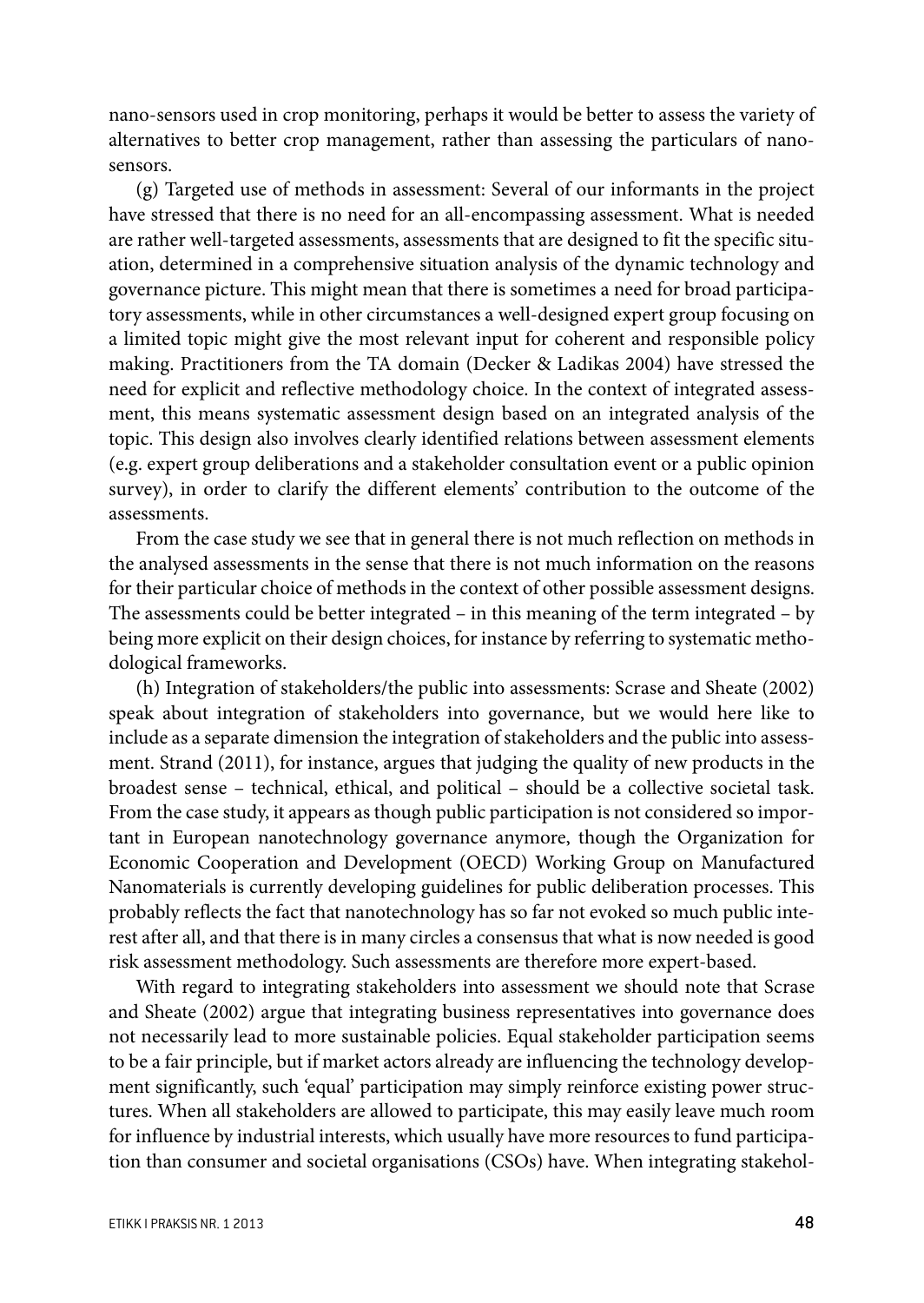nano-sensors used in crop monitoring, perhaps it would be better to assess the variety of alternatives to better crop management, rather than assessing the particulars of nano-sensors.

(g) Targeted use of methods in assessment: Several of our informants in the project have stressed that there is no need for an all-encompassing assessment. What is needed are rather well-targeted assessments, assessments that are designed to fit the specific situation, determined in a comprehensive situation analysis of the dynamic technology and governance picture. This might mean that there is sometimes a need for broad participatory assessments, while in other circumstances a well-designed expert group focusing on a limited topic might give the most relevant input for coherent and responsible policy making. Practitioners from the TA domain (Decker & Ladikas 2004) have stressed the need for explicit and reflective methodology choice. In the context of integrated assessment, this means systematic assessment design based on an integrated analysis of the topic. This design also involves clearly identified relations between assessment elements (e.g. expert group deliberations and a stakeholder consultation event or a public opinion survey), in order to clarify the different elements' contribution to the outcome of the assessments.

From the case study we see that in general there is not much reflection on methods in the analysed assessments in the sense that there is not much information on the reasons for their particular choice of methods in the context of other possible assessment designs. The assessments could be better integrated – in this meaning of the term integrated – by being more explicit on their design choices, for instance by referring to systematic methodological frameworks.

(h) Integration of stakeholders/the public into assessments: Scrase and Sheate (2002) speak about integration of stakeholders into governance, but we would here like to include as a separate dimension the integration of stakeholders and the public into assessment. Strand (2011), for instance, argues that judging the quality of new products in the broadest sense – technical, ethical, and political – should be a collective societal task. From the case study, it appears as though public participation is not considered so important in European nanotechnology governance anymore, though the Organization for Economic Cooperation and Development (OECD) Working Group on Manufactured Nanomaterials is currently developing guidelines for public deliberation processes. This probably reflects the fact that nanotechnology has so far not evoked so much public interest after all, and that there is in many circles a consensus that what is now needed is good risk assessment methodology. Such assessments are therefore more expert-based.

With regard to integrating stakeholders into assessment we should note that Scrase and Sheate (2002) argue that integrating business representatives into governance does not necessarily lead to more sustainable policies. Equal stakeholder participation seems to be a fair principle, but if market actors already are influencing the technology development significantly, such 'equal' participation may simply reinforce existing power structures. When all stakeholders are allowed to participate, this may easily leave much room for influence by industrial interests, which usually have more resources to fund participation than consumer and societal organisations (CSOs) have. When integrating stakehol-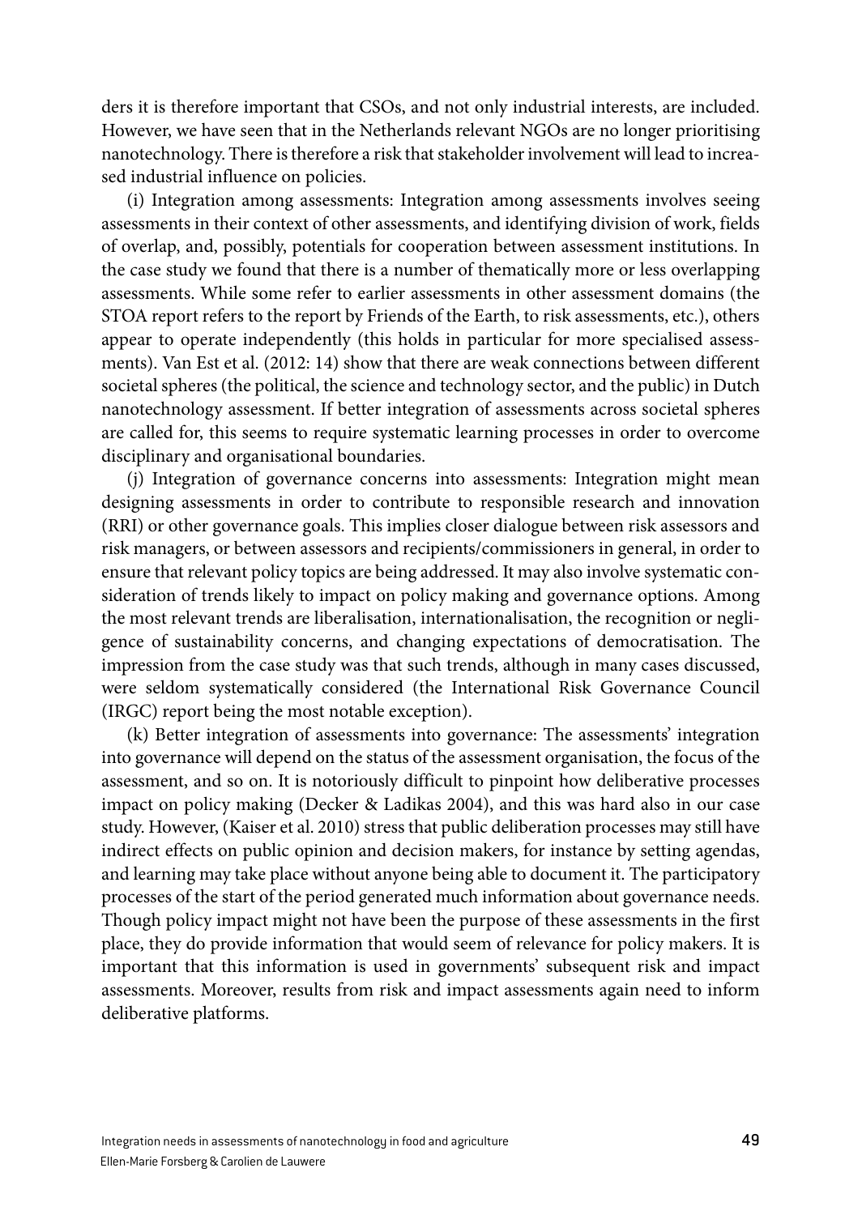ders it is therefore important that CSOs, and not only industrial interests, are included. However, we have seen that in the Netherlands relevant NGOs are no longer prioritising nanotechnology. There is therefore a risk that stakeholder involvement will lead to increased industrial influence on policies.

(i) Integration among assessments: Integration among assessments involves seeing assessments in their context of other assessments, and identifying division of work, fields of overlap, and, possibly, potentials for cooperation between assessment institutions. In the case study we found that there is a number of thematically more or less overlapping assessments. While some refer to earlier assessments in other assessment domains (the STOA report refers to the report by Friends of the Earth, to risk assessments, etc.), others appear to operate independently (this holds in particular for more specialised assessments). Van Est et al. (2012: 14) show that there are weak connections between different societal spheres (the political, the science and technology sector, and the public) in Dutch nanotechnology assessment. If better integration of assessments across societal spheres are called for, this seems to require systematic learning processes in order to overcome disciplinary and organisational boundaries.

(j) Integration of governance concerns into assessments: Integration might mean designing assessments in order to contribute to responsible research and innovation (RRI) or other governance goals. This implies closer dialogue between risk assessors and risk managers, or between assessors and recipients/commissioners in general, in order to ensure that relevant policy topics are being addressed. It may also involve systematic consideration of trends likely to impact on policy making and governance options. Among the most relevant trends are liberalisation, internationalisation, the recognition or negligence of sustainability concerns, and changing expectations of democratisation. The impression from the case study was that such trends, although in many cases discussed, were seldom systematically considered (the International Risk Governance Council (IRGC) report being the most notable exception).

(k) Better integration of assessments into governance: The assessments' integration into governance will depend on the status of the assessment organisation, the focus of the assessment, and so on. It is notoriously difficult to pinpoint how deliberative processes impact on policy making (Decker & Ladikas 2004), and this was hard also in our case study. However, (Kaiser et al. 2010) stress that public deliberation processes may still have indirect effects on public opinion and decision makers, for instance by setting agendas, and learning may take place without anyone being able to document it. The participatory processes of the start of the period generated much information about governance needs. Though policy impact might not have been the purpose of these assessments in the first place, they do provide information that would seem of relevance for policy makers. It is important that this information is used in governments' subsequent risk and impact assessments. Moreover, results from risk and impact assessments again need to inform deliberative platforms.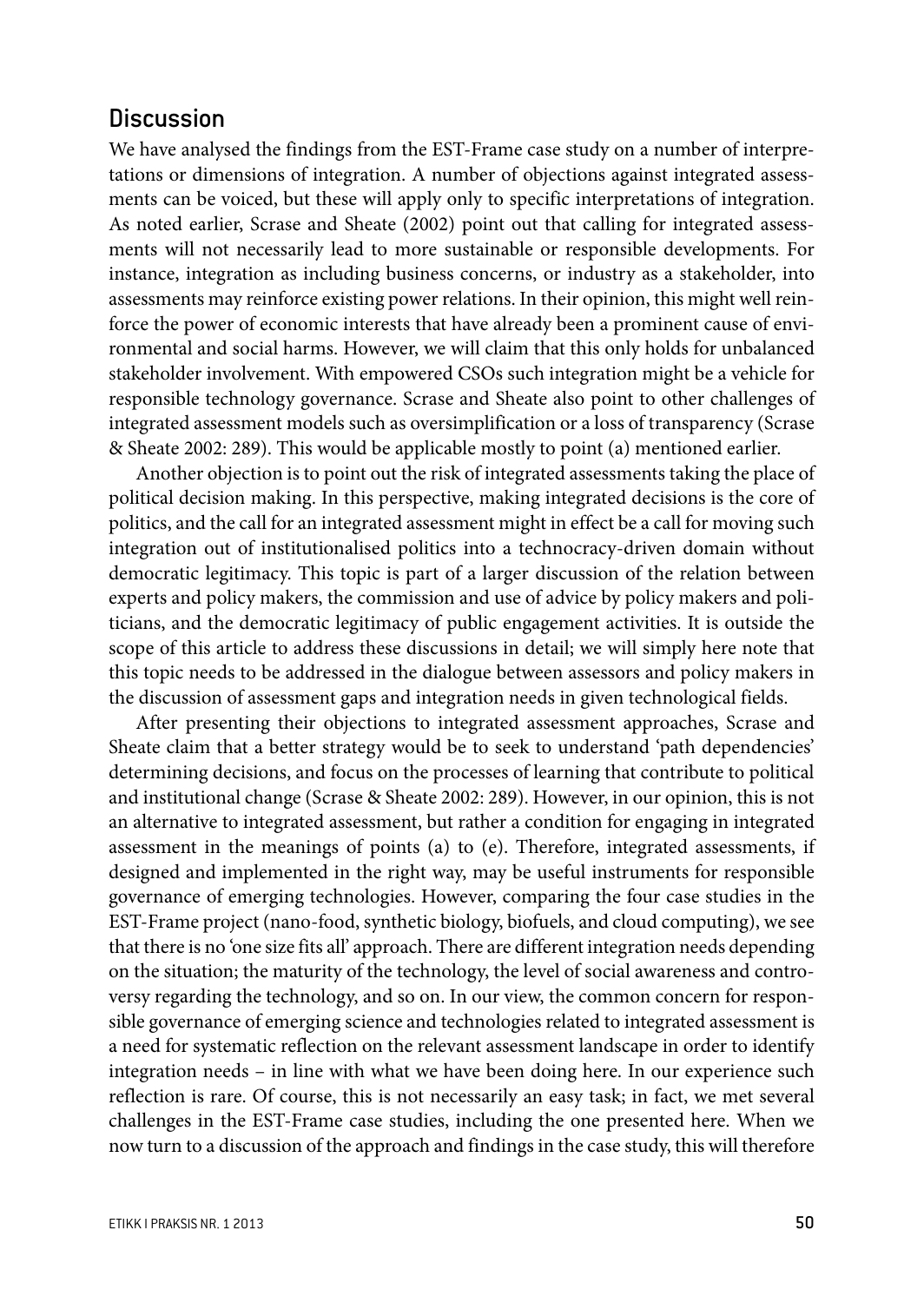## Discussion

We have analysed the findings from the EST-Frame case study on a number of interpretations or dimensions of integration. A number of objections against integrated assessments can be voiced, but these will apply only to specific interpretations of integration. As noted earlier, Scrase and Sheate (2002) point out that calling for integrated assessments will not necessarily lead to more sustainable or responsible developments. For instance, integration as including business concerns, or industry as a stakeholder, into assessments may reinforce existing power relations. In their opinion, this might well reinforce the power of economic interests that have already been a prominent cause of environmental and social harms. However, we will claim that this only holds for unbalanced stakeholder involvement. With empowered CSOs such integration might be a vehicle for responsible technology governance. Scrase and Sheate also point to other challenges of integrated assessment models such as oversimplification or a loss of transparency (Scrase & Sheate 2002: 289). This would be applicable mostly to point (a) mentioned earlier.

Another objection is to point out the risk of integrated assessments taking the place of political decision making. In this perspective, making integrated decisions is the core of politics, and the call for an integrated assessment might in effect be a call for moving such integration out of institutionalised politics into a technocracy-driven domain without democratic legitimacy. This topic is part of a larger discussion of the relation between experts and policy makers, the commission and use of advice by policy makers and politicians, and the democratic legitimacy of public engagement activities. It is outside the scope of this article to address these discussions in detail; we will simply here note that this topic needs to be addressed in the dialogue between assessors and policy makers in the discussion of assessment gaps and integration needs in given technological fields.

After presenting their objections to integrated assessment approaches, Scrase and Sheate claim that a better strategy would be to seek to understand 'path dependencies' determining decisions, and focus on the processes of learning that contribute to political and institutional change (Scrase & Sheate 2002: 289). However, in our opinion, this is not an alternative to integrated assessment, but rather a condition for engaging in integrated assessment in the meanings of points (a) to (e). Therefore, integrated assessments, if designed and implemented in the right way, may be useful instruments for responsible governance of emerging technologies. However, comparing the four case studies in the EST-Frame project (nano-food, synthetic biology, biofuels, and cloud computing), we see that there is no 'one size fits all' approach. There are different integration needs depending on the situation; the maturity of the technology, the level of social awareness and controversy regarding the technology, and so on. In our view, the common concern for responsible governance of emerging science and technologies related to integrated assessment is a need for systematic reflection on the relevant assessment landscape in order to identify integration needs – in line with what we have been doing here. In our experience such reflection is rare. Of course, this is not necessarily an easy task; in fact, we met several challenges in the EST-Frame case studies, including the one presented here. When we now turn to a discussion of the approach and findings in the case study, this will therefore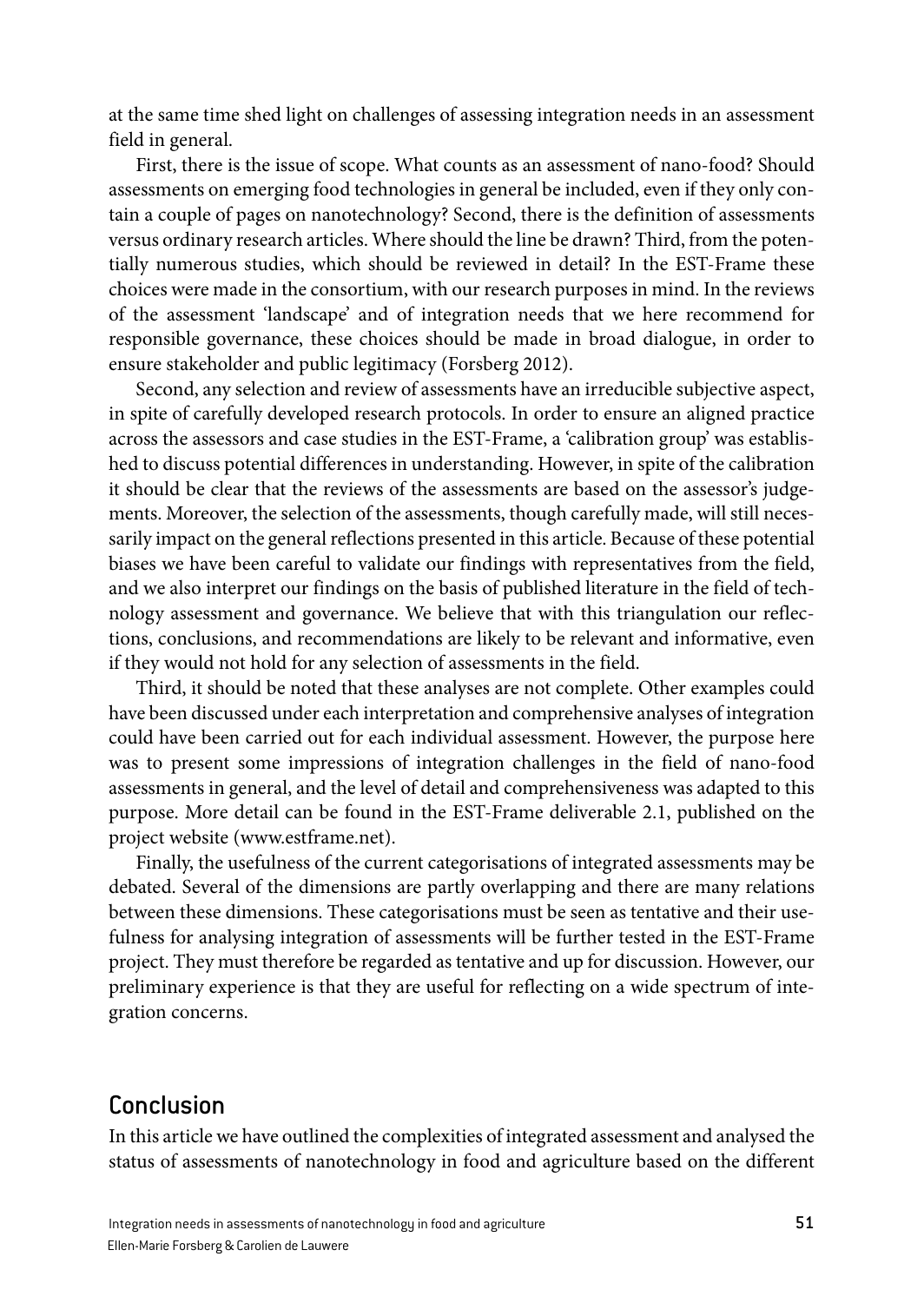at the same time shed light on challenges of assessing integration needs in an assessment field in general.

First, there is the issue of scope. What counts as an assessment of nano-food? Should assessments on emerging food technologies in general be included, even if they only contain a couple of pages on nanotechnology? Second, there is the definition of assessments versus ordinary research articles. Where should the line be drawn? Third, from the potentially numerous studies, which should be reviewed in detail? In the EST-Frame these choices were made in the consortium, with our research purposes in mind. In the reviews of the assessment 'landscape' and of integration needs that we here recommend for responsible governance, these choices should be made in broad dialogue, in order to ensure stakeholder and public legitimacy (Forsberg 2012).

Second, any selection and review of assessments have an irreducible subjective aspect, in spite of carefully developed research protocols. In order to ensure an aligned practice across the assessors and case studies in the EST-Frame, a 'calibration group' was established to discuss potential differences in understanding. However, in spite of the calibration it should be clear that the reviews of the assessments are based on the assessor's judgements. Moreover, the selection of the assessments, though carefully made, will still necessarily impact on the general reflections presented in this article. Because of these potential biases we have been careful to validate our findings with representatives from the field, and we also interpret our findings on the basis of published literature in the field of technology assessment and governance. We believe that with this triangulation our reflections, conclusions, and recommendations are likely to be relevant and informative, even if they would not hold for any selection of assessments in the field.

Third, it should be noted that these analyses are not complete. Other examples could have been discussed under each interpretation and comprehensive analyses of integration could have been carried out for each individual assessment. However, the purpose here was to present some impressions of integration challenges in the field of nano-food assessments in general, and the level of detail and comprehensiveness was adapted to this purpose. More detail can be found in the EST-Frame deliverable 2.1, published on the project website (www.estframe.net).

Finally, the usefulness of the current categorisations of integrated assessments may be debated. Several of the dimensions are partly overlapping and there are many relations between these dimensions. These categorisations must be seen as tentative and their usefulness for analysing integration of assessments will be further tested in the EST-Frame project. They must therefore be regarded as tentative and up for discussion. However, our preliminary experience is that they are useful for reflecting on a wide spectrum of integration concerns.

## Conclusion

In this article we have outlined the complexities of integrated assessment and analysed the status of assessments of nanotechnology in food and agriculture based on the different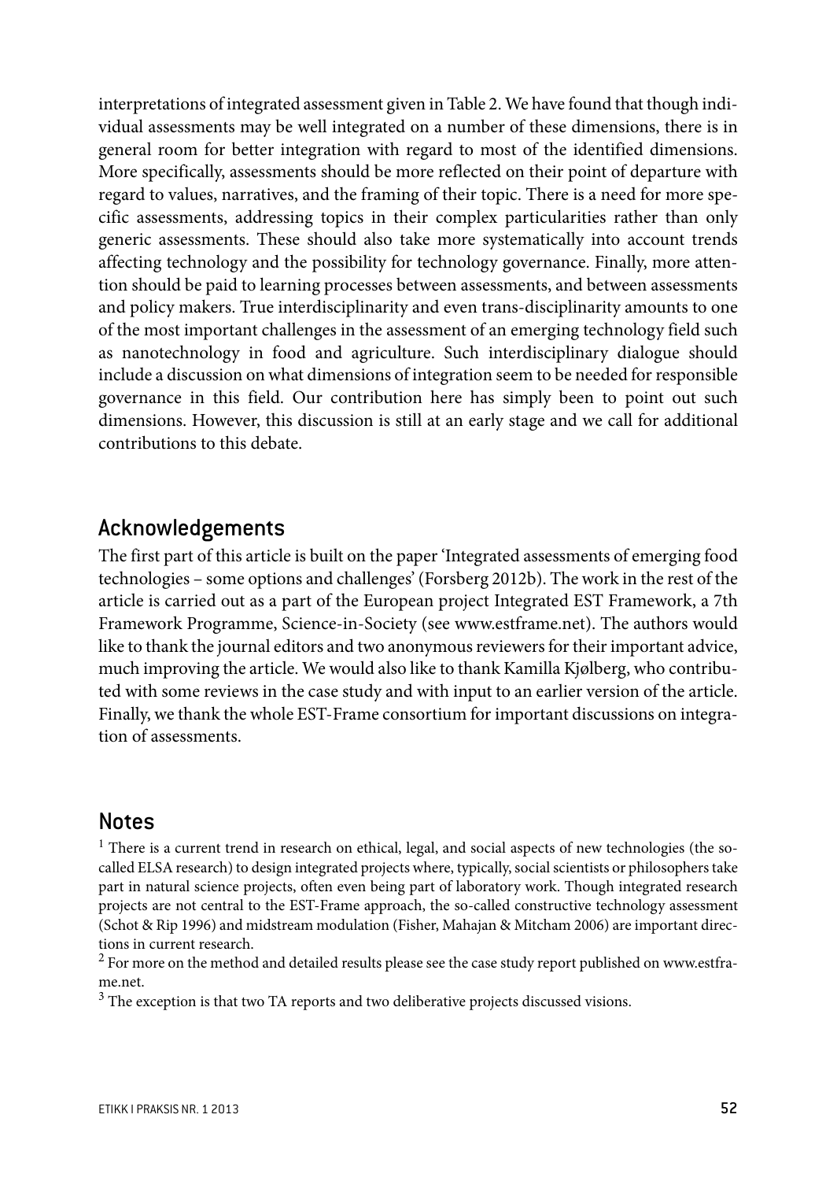interpretations of integrated assessment given in Table 2. We have found that though individual assessments may be well integrated on a number of these dimensions, there is in general room for better integration with regard to most of the identified dimensions. More specifically, assessments should be more reflected on their point of departure with regard to values, narratives, and the framing of their topic. There is a need for more specific assessments, addressing topics in their complex particularities rather than only generic assessments. These should also take more systematically into account trends affecting technology and the possibility for technology governance. Finally, more attention should be paid to learning processes between assessments, and between assessments and policy makers. True interdisciplinarity and even trans-disciplinarity amounts to one of the most important challenges in the assessment of an emerging technology field such as nanotechnology in food and agriculture. Such interdisciplinary dialogue should include a discussion on what dimensions of integration seem to be needed for responsible governance in this field. Our contribution here has simply been to point out such dimensions. However, this discussion is still at an early stage and we call for additional contributions to this debate.

## Acknowledgements

The first part of this article is built on the paper 'Integrated assessments of emerging food technologies – some options and challenges' (Forsberg 2012b). The work in the rest of the article is carried out as a part of the European project Integrated EST Framework, a 7th Framework Programme, Science-in-Society (see www.estframe.net). The authors would like to thank the journal editors and two anonymous reviewers for their important advice, much improving the article. We would also like to thank Kamilla Kjølberg, who contributed with some reviews in the case study and with input to an earlier version of the article. Finally, we thank the whole EST-Frame consortium for important discussions on integration of assessments.

## Notes

[1] There is a current trend in research on ethical, legal, and social aspects of new technologies (the so-called ELSA research) to design integrated projects where, typically, social scientists or philosophers take part in natural science projects, often even being part of laboratory work. Though integrated research projects are not central to the EST-Frame approach, the so-called constructive technology assessment (Schot & Rip 1996) and midstream modulation (Fisher, Mahajan & Mitcham 2006) are important directions in current research.

[2] For more on the method and detailed results please see the case study report published on www.estframe.net.

[3] The exception is that two TA reports and two deliberative projects discussed visions.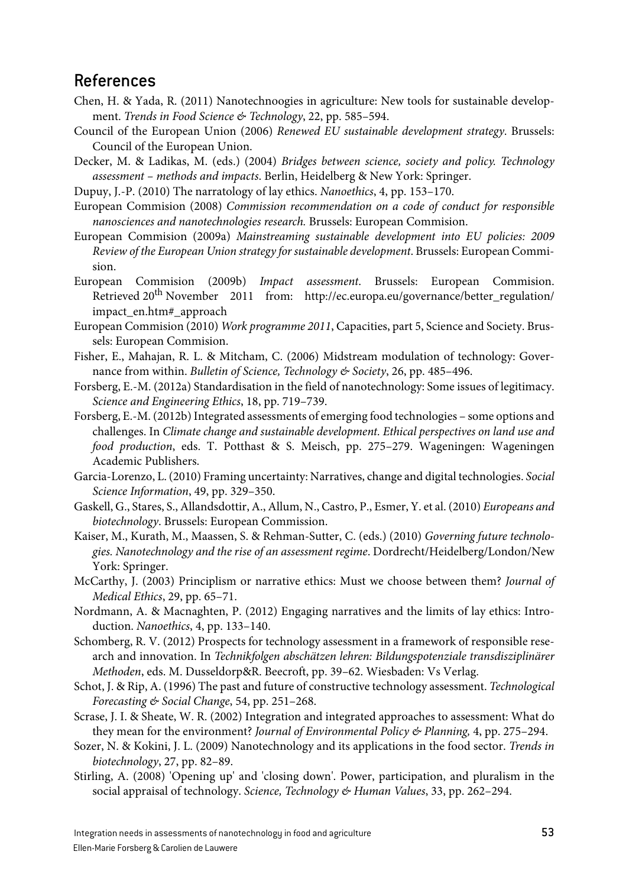## References

Chen, H. & Yada, R. (2011) Nanotechnoogies in agriculture: New tools for sustainable development. *Trends in Food Science & Technology*, 22, pp. 585–594.

Council of the European Union (2006) *Renewed EU sustainable development strategy*. Brussels: Council of the European Union.

Decker, M. & Ladikas, M. (eds.) (2004) *Bridges between science, society and policy. Technology assessment – methods and impacts*. Berlin, Heidelberg & New York: Springer.

Dupuy, J.-P. (2010) The narratology of lay ethics. *Nanoethics*, 4, pp. 153–170.

European Commision (2008) *Commission recommendation on a code of conduct for responsible nanosciences and nanotechnologies research*. Brussels: European Commision.

European Commision (2009a) *Mainstreaming sustainable development into EU policies: 2009 Review of the European Union strategy for sustainable development*. Brussels: European Commision.

European Commision (2009b) *Impact assessment*. Brussels: European Commision. Retrieved 20th November 2011 from: http://ec.europa.eu/governance/better_regulation/impact_en.htm#_approach

European Commision (2010) *Work programme 2011*, Capacities, part 5, Science and Society. Brussels: European Commision.

Fisher, E., Mahajan, R. L. & Mitcham, C. (2006) Midstream modulation of technology: Governance from within. *Bulletin of Science, Technology & Society*, 26, pp. 485–496.

Forsberg, E.-M. (2012a) Standardisation in the field of nanotechnology: Some issues of legitimacy. *Science and Engineering Ethics*, 18, pp. 719–739.

Forsberg, E.-M. (2012b) Integrated assessments of emerging food technologies – some options and challenges. In *Climate change and sustainable development. Ethical perspectives on land use and food production*, eds. T. Potthast & S. Meisch, pp. 275–279. Wageningen: Wageningen Academic Publishers.

Garcia-Lorenzo, L. (2010) Framing uncertainty: Narratives, change and digital technologies. *Social Science Information*, 49, pp. 329–350.

Gaskell, G., Stares, S., Allandsdottir, A., Allum, N., Castro, P., Esmer, Y. et al. (2010) *Europeans and biotechnology*. Brussels: European Commission.

Kaiser, M., Kurath, M., Maassen, S. & Rehman-Sutter, C. (eds.) (2010) *Governing future technologies. Nanotechnology and the rise of an assessment regime*. Dordrecht/Heidelberg/London/New York: Springer.

McCarthy, J. (2003) Principlism or narrative ethics: Must we choose between them? *Journal of Medical Ethics*, 29, pp. 65–71.

Nordmann, A. & Macnaghten, P. (2012) Engaging narratives and the limits of lay ethics: Introduction. *Nanoethics*, 4, pp. 133–140.

Schomberg, R. V. (2012) Prospects for technology assessment in a framework of responsible research and innovation. In *Technikfolgen abschätzen lehren: Bildungspotenziale transdisziplinärer Methoden*, eds. M. Dusseldorp&R. Beecroft, pp. 39–62. Wiesbaden: Vs Verlag.

Schot, J. & Rip, A. (1996) The past and future of constructive technology assessment. *Technological Forecasting & Social Change*, 54, pp. 251–268.

Scrase, J. I. & Sheate, W. R. (2002) Integration and integrated approaches to assessment: What do they mean for the environment? *Journal of Environmental Policy & Planning,* 4, pp. 275–294.

Sozer, N. & Kokini, J. L. (2009) Nanotechnology and its applications in the food sector. *Trends in biotechnology*, 27, pp. 82–89.

Stirling, A. (2008) 'Opening up' and 'closing down'. Power, participation, and pluralism in the social appraisal of technology. *Science, Technology & Human Values*, 33, pp. 262–294.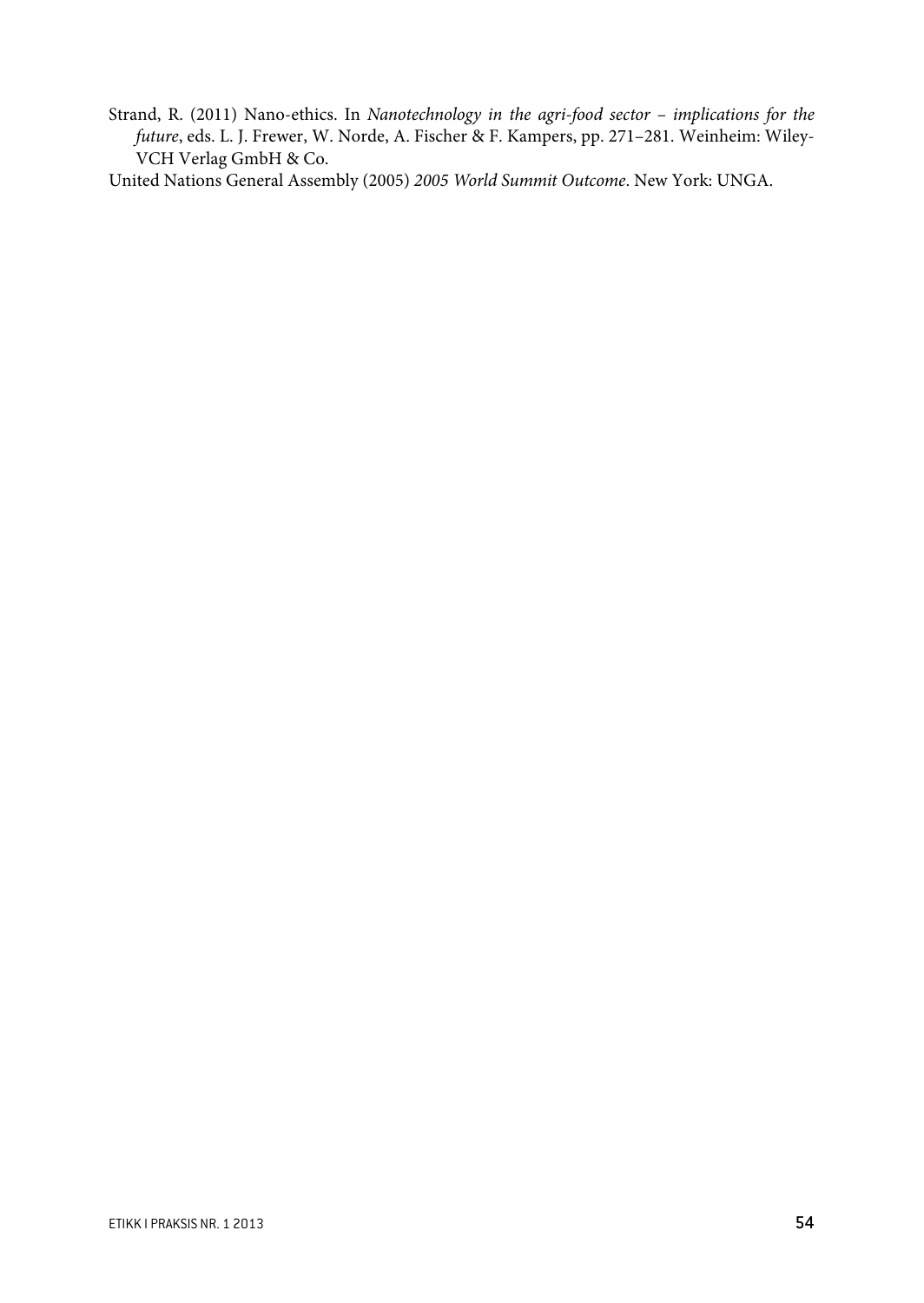Strand, R. (2011) Nano-ethics. In *Nanotechnology in the agri-food sector – implications for the future*, eds. L. J. Frewer, W. Norde, A. Fischer & F. Kampers, pp. 271–281. Weinheim: Wiley-VCH Verlag GmbH & Co.

United Nations General Assembly (2005) *2005 World Summit Outcome*. New York: UNGA.